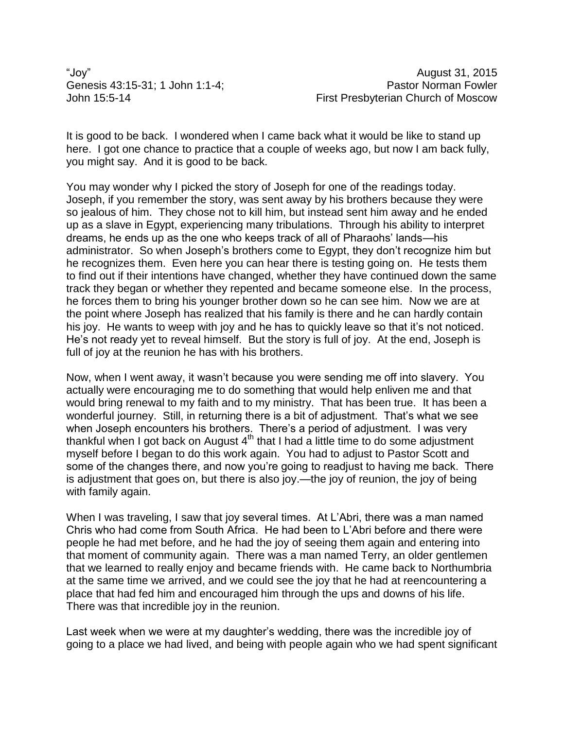“Joy” August 31, 2015
Genesis 43:15-31; 1 John 1:1-4; John 15:5-14
Pastor Norman Fowler
First Presbyterian Church of Moscow

It is good to be back. I wondered when I came back what it would be like to stand up here. I got one chance to practice that a couple of weeks ago, but now I am back fully, you might say. And it is good to be back.

You may wonder why I picked the story of Joseph for one of the readings today. Joseph, if you remember the story, was sent away by his brothers because they were so jealous of him. They chose not to kill him, but instead sent him away and he ended up as a slave in Egypt, experiencing many tribulations. Through his ability to interpret dreams, he ends up as the one who keeps track of all of Pharaohs’ lands—his administrator. So when Joseph’s brothers come to Egypt, they don’t recognize him but he recognizes them. Even here you can hear there is testing going on. He tests them to find out if their intentions have changed, whether they have continued down the same track they began or whether they repented and became someone else. In the process, he forces them to bring his younger brother down so he can see him. Now we are at the point where Joseph has realized that his family is there and he can hardly contain his joy. He wants to weep with joy and he has to quickly leave so that it’s not noticed. He’s not ready yet to reveal himself. But the story is full of joy. At the end, Joseph is full of joy at the reunion he has with his brothers.

Now, when I went away, it wasn’t because you were sending me off into slavery. You actually were encouraging me to do something that would help enliven me and that would bring renewal to my faith and to my ministry. That has been true. It has been a wonderful journey. Still, in returning there is a bit of adjustment. That’s what we see when Joseph encounters his brothers. There’s a period of adjustment. I was very thankful when I got back on August 4th that I had a little time to do some adjustment myself before I began to do this work again. You had to adjust to Pastor Scott and some of the changes there, and now you’re going to readjust to having me back. There is adjustment that goes on, but there is also joy.—the joy of reunion, the joy of being with family again.

When I was traveling, I saw that joy several times. At L’Abri, there was a man named Chris who had come from South Africa. He had been to L’Abri before and there were people he had met before, and he had the joy of seeing them again and entering into that moment of community again. There was a man named Terry, an older gentlemen that we learned to really enjoy and became friends with. He came back to Northumbria at the same time we arrived, and we could see the joy that he had at reencountering a place that had fed him and encouraged him through the ups and downs of his life. There was that incredible joy in the reunion.

Last week when we were at my daughter’s wedding, there was the incredible joy of going to a place we had lived, and being with people again who we had spent significant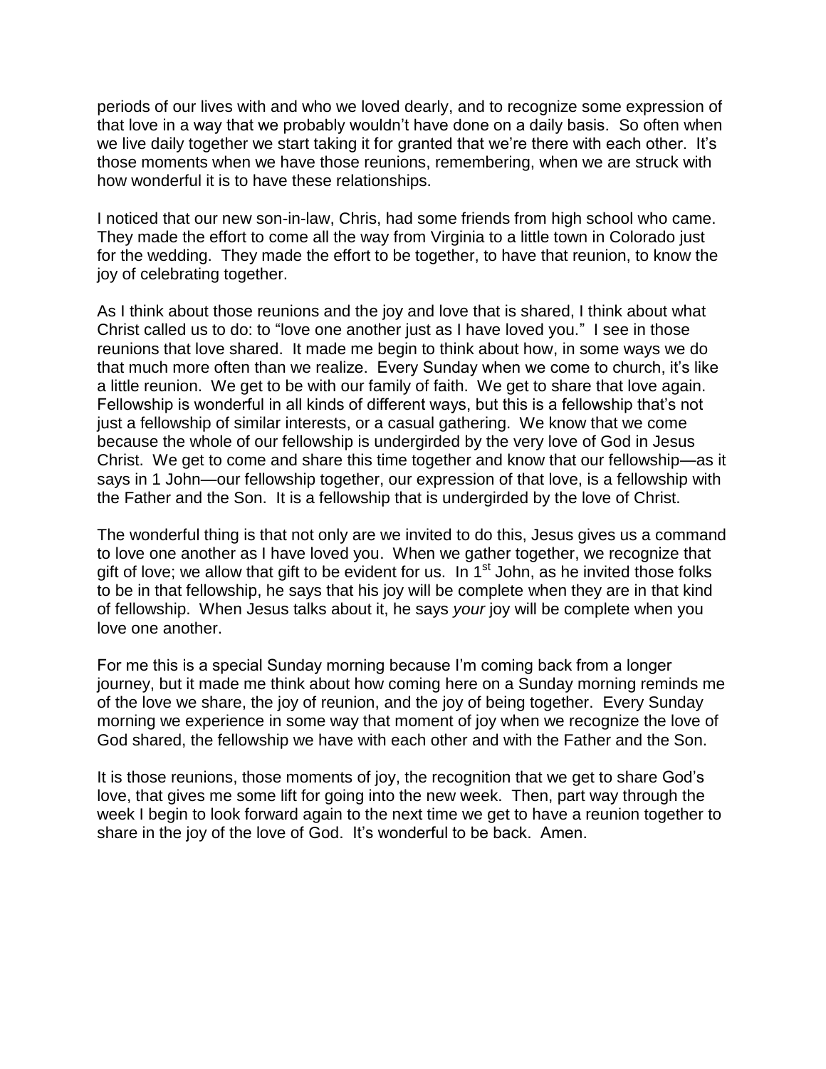periods of our lives with and who we loved dearly, and to recognize some expression of that love in a way that we probably wouldn't have done on a daily basis. So often when we live daily together we start taking it for granted that we're there with each other. It's those moments when we have those reunions, remembering, when we are struck with how wonderful it is to have these relationships.

I noticed that our new son-in-law, Chris, had some friends from high school who came. They made the effort to come all the way from Virginia to a little town in Colorado just for the wedding. They made the effort to be together, to have that reunion, to know the joy of celebrating together.

As I think about those reunions and the joy and love that is shared, I think about what Christ called us to do: to "love one another just as I have loved you." I see in those reunions that love shared. It made me begin to think about how, in some ways we do that much more often than we realize. Every Sunday when we come to church, it's like a little reunion. We get to be with our family of faith. We get to share that love again. Fellowship is wonderful in all kinds of different ways, but this is a fellowship that's not just a fellowship of similar interests, or a casual gathering. We know that we come because the whole of our fellowship is undergirded by the very love of God in Jesus Christ. We get to come and share this time together and know that our fellowship—as it says in 1 John—our fellowship together, our expression of that love, is a fellowship with the Father and the Son. It is a fellowship that is undergirded by the love of Christ.

The wonderful thing is that not only are we invited to do this, Jesus gives us a command to love one another as I have loved you. When we gather together, we recognize that gift of love; we allow that gift to be evident for us. In 1st John, as he invited those folks to be in that fellowship, he says that his joy will be complete when they are in that kind of fellowship. When Jesus talks about it, he says *your* joy will be complete when you love one another.

For me this is a special Sunday morning because I'm coming back from a longer journey, but it made me think about how coming here on a Sunday morning reminds me of the love we share, the joy of reunion, and the joy of being together. Every Sunday morning we experience in some way that moment of joy when we recognize the love of God shared, the fellowship we have with each other and with the Father and the Son.

It is those reunions, those moments of joy, the recognition that we get to share God's love, that gives me some lift for going into the new week. Then, part way through the week I begin to look forward again to the next time we get to have a reunion together to share in the joy of the love of God. It's wonderful to be back. Amen.